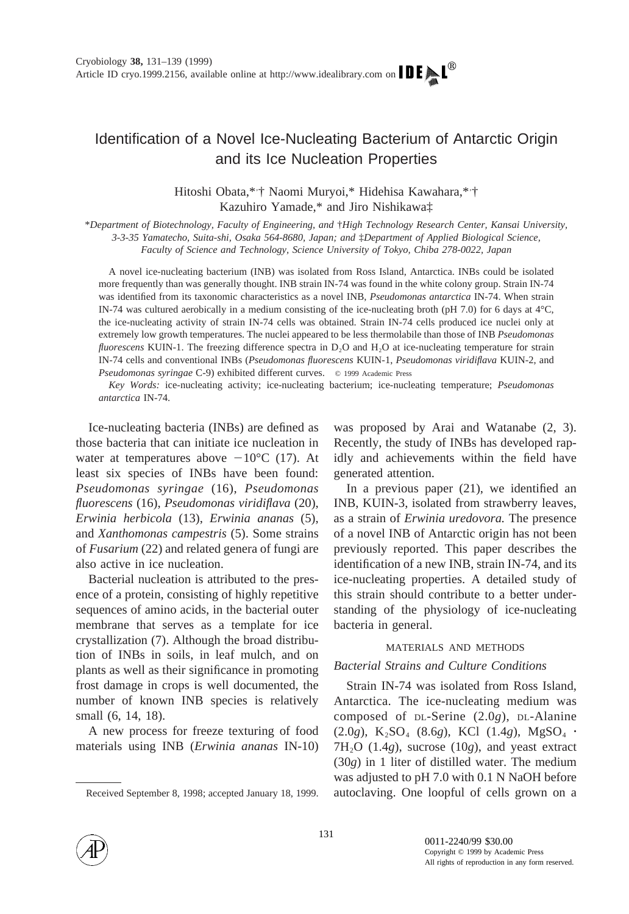# Identification of a Novel Ice-Nucleating Bacterium of Antarctic Origin and its Ice Nucleation Properties

Hitoshi Obata,*,† Naomi Muryoi,* Hidehisa Kawahara,*,† Kazuhiro Yamade,* and Jiro Nishikawa‡

*Department of Biotechnology, Faculty of Engineering, and †High Technology Research Center, Kansai University, 3-3-35 Yamatecho, Suita-shi, Osaka 564-8680, Japan; and ‡Department of Applied Biological Science, Faculty of Science and Technology, Science University of Tokyo, Chiba 278-0022, Japan*

A novel ice-nucleating bacterium (INB) was isolated from Ross Island, Antarctica. INBs could be isolated more frequently than was generally thought. INB strain IN-74 was found in the white colony group. Strain IN-74 was identified from its taxonomic characteristics as a novel INB, *Pseudomonas antarctica* IN-74. When strain IN-74 was cultured aerobically in a medium consisting of the ice-nucleating broth (pH 7.0) for 6 days at 4°C, the ice-nucleating activity of strain IN-74 cells was obtained. Strain IN-74 cells produced ice nuclei only at extremely low growth temperatures. The nuclei appeared to be less thermolabile than those of INB *Pseudomonas fluorescens* KUIN-1. The freezing difference spectra in $D_2O$ and $H_2O$ at ice-nucleating temperature for strain IN-74 cells and conventional INBs (*Pseudomonas fluorescens* KUIN-1, *Pseudomonas viridiflava* KUIN-2, and *Pseudomonas syringae* C-9) exhibited different curves. © 1999 Academic Press

*Key Words:* ice-nucleating activity; ice-nucleating bacterium; ice-nucleating temperature; *Pseudomonas antarctica* IN-74.

Ice-nucleating bacteria (INBs) are defined as those bacteria that can initiate ice nucleation in water at temperatures above −10°C (17). At least six species of INBs have been found: *Pseudomonas syringae* (16), *Pseudomonas fluorescens* (16), *Pseudomonas viridiflava* (20), *Erwinia herbicola* (13), *Erwinia ananas* (5), and *Xanthomonas campestris* (5). Some strains of *Fusarium* (22) and related genera of fungi are also active in ice nucleation.

Bacterial nucleation is attributed to the presence of a protein, consisting of highly repetitive sequences of amino acids, in the bacterial outer membrane that serves as a template for ice crystallization (7). Although the broad distribution of INBs in soils, in leaf mulch, and on plants as well as their significance in promoting frost damage in crops is well documented, the number of known INB species is relatively small (6, 14, 18).

A new process for freeze texturing of food materials using INB (*Erwinia ananas* IN-10) was proposed by Arai and Watanabe (2, 3). Recently, the study of INBs has developed rapidly and achievements within the field have generated attention.

In a previous paper (21), we identified an INB, KUIN-3, isolated from strawberry leaves, as a strain of *Erwinia uredovora.* The presence of a novel INB of Antarctic origin has not been previously reported. This paper describes the identification of a new INB, strain IN-74, and its ice-nucleating properties. A detailed study of this strain should contribute to a better understanding of the physiology of ice-nucleating bacteria in general.

## MATERIALS AND METHODS

### Bacterial Strains and Culture Conditions

Strain IN-74 was isolated from Ross Island, Antarctica. The ice-nucleating medium was composed of DL-Serine (2.0*g*), DL-Alanine (2.0*g*), $K_2SO_4$ (8.6*g*), KCl (1.4*g*), $MgSO_4 \cdot 7H_2O$ (1.4*g*), sucrose (10*g*), and yeast extract (30*g*) in 1 liter of distilled water. The medium was adjusted to pH 7.0 with 0.1 N NaOH before autoclaving. One loopful of cells grown on a

Received September 8, 1998; accepted January 18, 1999.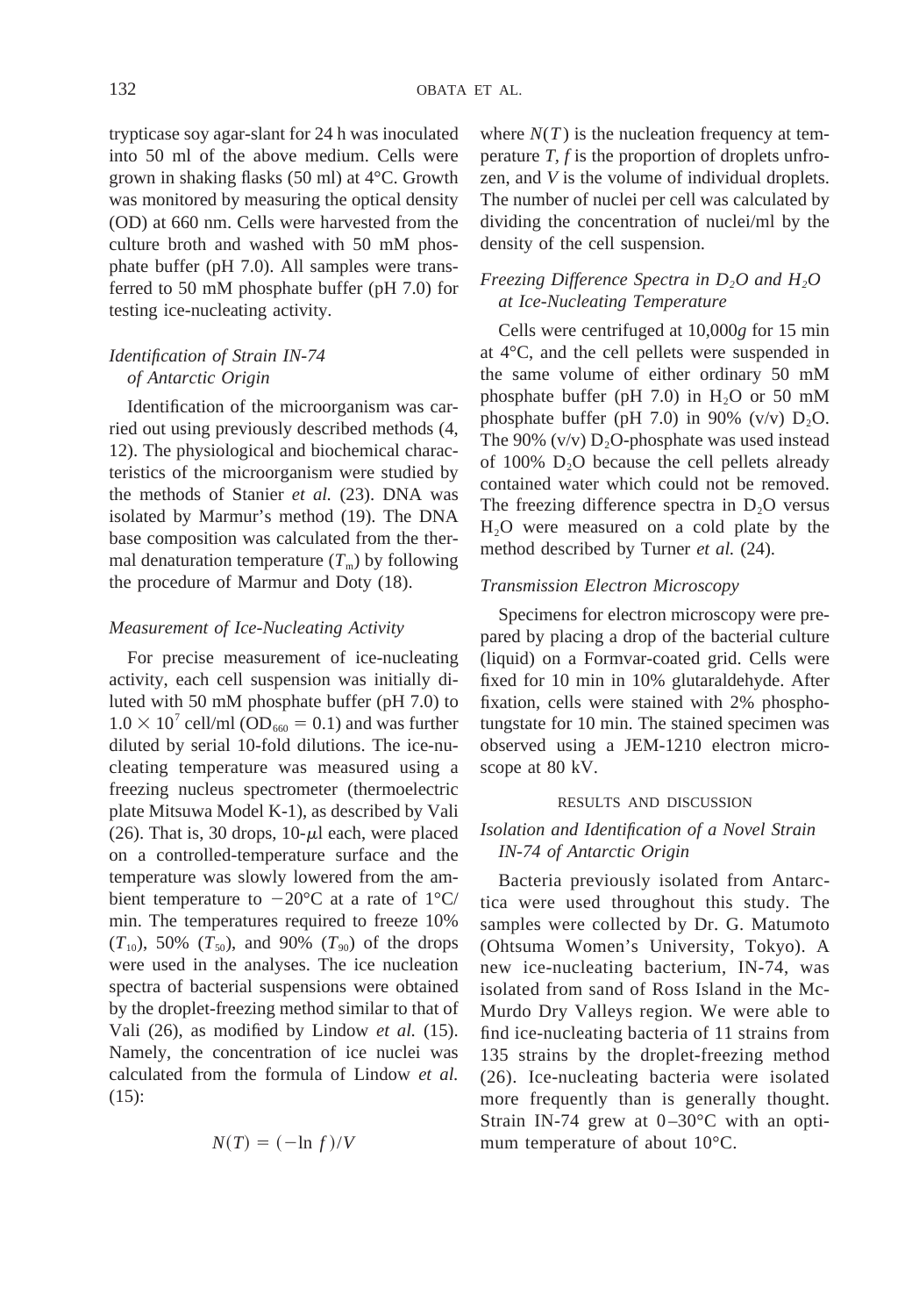trypticase soy agar-slant for 24 h was inoculated into 50 ml of the above medium. Cells were grown in shaking flasks (50 ml) at 4°C. Growth was monitored by measuring the optical density (OD) at 660 nm. Cells were harvested from the culture broth and washed with 50 mM phosphate buffer (pH 7.0). All samples were transferred to 50 mM phosphate buffer (pH 7.0) for testing ice-nucleating activity.

### *Identification of Strain IN-74 of Antarctic Origin*

Identification of the microorganism was carried out using previously described methods (4, 12). The physiological and biochemical characteristics of the microorganism were studied by the methods of Stanier *et al.* (23). DNA was isolated by Marmur's method (19). The DNA base composition was calculated from the thermal denaturation temperature ($T_m$) by following the procedure of Marmur and Doty (18).

### *Measurement of Ice-Nucleating Activity*

For precise measurement of ice-nucleating activity, each cell suspension was initially diluted with 50 mM phosphate buffer (pH 7.0) to $1.0 \times 10^7$ cell/ml ($OD_{660} = 0.1$) and was further diluted by serial 10-fold dilutions. The ice-nucleating temperature was measured using a freezing nucleus spectrometer (thermoelectric plate Mitsuwa Model K-1), as described by Vali (26). That is, 30 drops, 10-$\mu$l each, were placed on a controlled-temperature surface and the temperature was slowly lowered from the ambient temperature to $-20$°C at a rate of 1°C/min. The temperatures required to freeze 10% ($T_{10}$), 50% ($T_{50}$), and 90% ($T_{90}$) of the drops were used in the analyses. The ice nucleation spectra of bacterial suspensions were obtained by the droplet-freezing method similar to that of Vali (26), as modified by Lindow *et al.* (15). Namely, the concentration of ice nuclei was calculated from the formula of Lindow *et al.* (15):

$$N(T) = (-\ln f)/V$$

where $N(T)$ is the nucleation frequency at temperature $T$, $f$ is the proportion of droplets unfrozen, and $V$ is the volume of individual droplets. The number of nuclei per cell was calculated by dividing the concentration of nuclei/ml by the density of the cell suspension.

### *Freezing Difference Spectra in $D_2O$ and $H_2O$ at Ice-Nucleating Temperature*

Cells were centrifuged at 10,000*g* for 15 min at 4°C, and the cell pellets were suspended in the same volume of either ordinary 50 mM phosphate buffer (pH 7.0) in $H_2O$ or 50 mM phosphate buffer (pH 7.0) in 90% (v/v) $D_2O$. The 90% (v/v) $D_2O$-phosphate was used instead of 100% $D_2O$ because the cell pellets already contained water which could not be removed. The freezing difference spectra in $D_2O$ versus $H_2O$ were measured on a cold plate by the method described by Turner *et al.* (24).

### *Transmission Electron Microscopy*

Specimens for electron microscopy were prepared by placing a drop of the bacterial culture (liquid) on a Formvar-coated grid. Cells were fixed for 10 min in 10% glutaraldehyde. After fixation, cells were stained with 2% phosphotungstate for 10 min. The stained specimen was observed using a JEM-1210 electron microscope at 80 kV.

## RESULTS AND DISCUSSION

### *Isolation and Identification of a Novel Strain IN-74 of Antarctic Origin*

Bacteria previously isolated from Antarctica were used throughout this study. The samples were collected by Dr. G. Matumoto (Ohtsuma Women's University, Tokyo). A new ice-nucleating bacterium, IN-74, was isolated from sand of Ross Island in the McMurdo Dry Valleys region. We were able to find ice-nucleating bacteria of 11 strains from 135 strains by the droplet-freezing method (26). Ice-nucleating bacteria were isolated more frequently than is generally thought. Strain IN-74 grew at 0–30°C with an optimum temperature of about 10°C.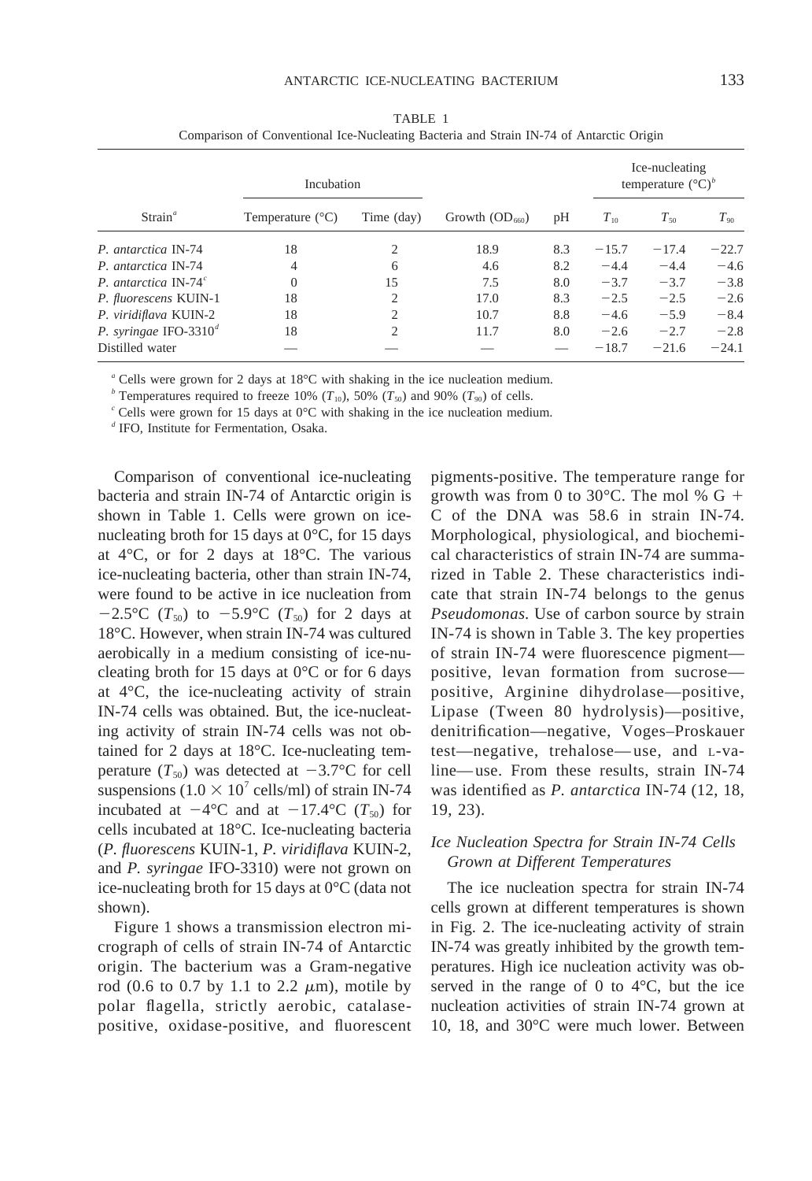TABLE 1
Comparison of Conventional Ice-Nucleating Bacteria and Strain IN-74 of Antarctic Origin

| Strain[a] | Incubation | | Growth ($OD_{660}$) | pH | Ice-nucleating temperature (°C)[b] | | |
|---|---|---|---|---|---|---|---|
| | Temperature (°C) | Time (day) | | | $T_{10}$ | $T_{50}$ | $T_{90}$ |
| *P. antarctica* IN-74 | 18 | 2 | 18.9 | 8.3 | −15.7 | −17.4 | −22.7 |
| *P. antarctica* IN-74 | 4 | 6 | 4.6 | 8.2 | −4.4 | −4.4 | −4.6 |
| *P. antarctica* IN-74[c] | 0 | 15 | 7.5 | 8.0 | −3.7 | −3.7 | −3.8 |
| *P. fluorescens* KUIN-1 | 18 | 2 | 17.0 | 8.3 | −2.5 | −2.5 | −2.6 |
| *P. viridiflava* KUIN-2 | 18 | 2 | 10.7 | 8.8 | −4.6 | −5.9 | −8.4 |
| *P. syringae* IFO-3310[d] | 18 | 2 | 11.7 | 8.0 | −2.6 | −2.7 | −2.8 |
| Distilled water | — | — | — | — | −18.7 | −21.6 | −24.1 |

[a] Cells were grown for 2 days at 18°C with shaking in the ice nucleation medium.
[b] Temperatures required to freeze 10% ($T_{10}$), 50% ($T_{50}$) and 90% ($T_{90}$) of cells.
[c] Cells were grown for 15 days at 0°C with shaking in the ice nucleation medium.
[d] IFO, Institute for Fermentation, Osaka.

Comparison of conventional ice-nucleating bacteria and strain IN-74 of Antarctic origin is shown in Table 1. Cells were grown on ice-nucleating broth for 15 days at 0°C, for 15 days at 4°C, or for 2 days at 18°C. The various ice-nucleating bacteria, other than strain IN-74, were found to be active in ice nucleation from −2.5°C ($T_{50}$) to −5.9°C ($T_{50}$) for 2 days at 18°C. However, when strain IN-74 was cultured aerobically in a medium consisting of ice-nucleating broth for 15 days at 0°C or for 6 days at 4°C, the ice-nucleating activity of strain IN-74 cells was obtained. But, the ice-nucleating activity of strain IN-74 cells was not obtained for 2 days at 18°C. Ice-nucleating temperature ($T_{50}$) was detected at −3.7°C for cell suspensions ($1.0 \times 10^7$ cells/ml) of strain IN-74 incubated at −4°C and at −17.4°C ($T_{50}$) for cells incubated at 18°C. Ice-nucleating bacteria (*P. fluorescens* KUIN-1, *P. viridiflava* KUIN-2, and *P. syringae* IFO-3310) were not grown on ice-nucleating broth for 15 days at 0°C (data not shown).

Figure 1 shows a transmission electron micrograph of cells of strain IN-74 of Antarctic origin. The bacterium was a Gram-negative rod (0.6 to 0.7 by 1.1 to 2.2 μm), motile by polar flagella, strictly aerobic, catalase-positive, oxidase-positive, and fluorescent pigments-positive. The temperature range for growth was from 0 to 30°C. The mol % G + C of the DNA was 58.6 in strain IN-74. Morphological, physiological, and biochemical characteristics of strain IN-74 are summarized in Table 2. These characteristics indicate that strain IN-74 belongs to the genus *Pseudomonas.* Use of carbon source by strain IN-74 is shown in Table 3. The key properties of strain IN-74 were fluorescence pigment—positive, levan formation from sucrose—positive, Arginine dihydrolase—positive, Lipase (Tween 80 hydrolysis)—positive, denitrification—negative, Voges–Proskauer test—negative, trehalose—use, and L-valine—use. From these results, strain IN-74 was identified as *P. antarctica* IN-74 (12, 18, 19, 23).

### *Ice Nucleation Spectra for Strain IN-74 Cells Grown at Different Temperatures*

The ice nucleation spectra for strain IN-74 cells grown at different temperatures is shown in Fig. 2. The ice-nucleating activity of strain IN-74 was greatly inhibited by the growth temperatures. High ice nucleation activity was observed in the range of 0 to 4°C, but the ice nucleation activities of strain IN-74 grown at 10, 18, and 30°C were much lower. Between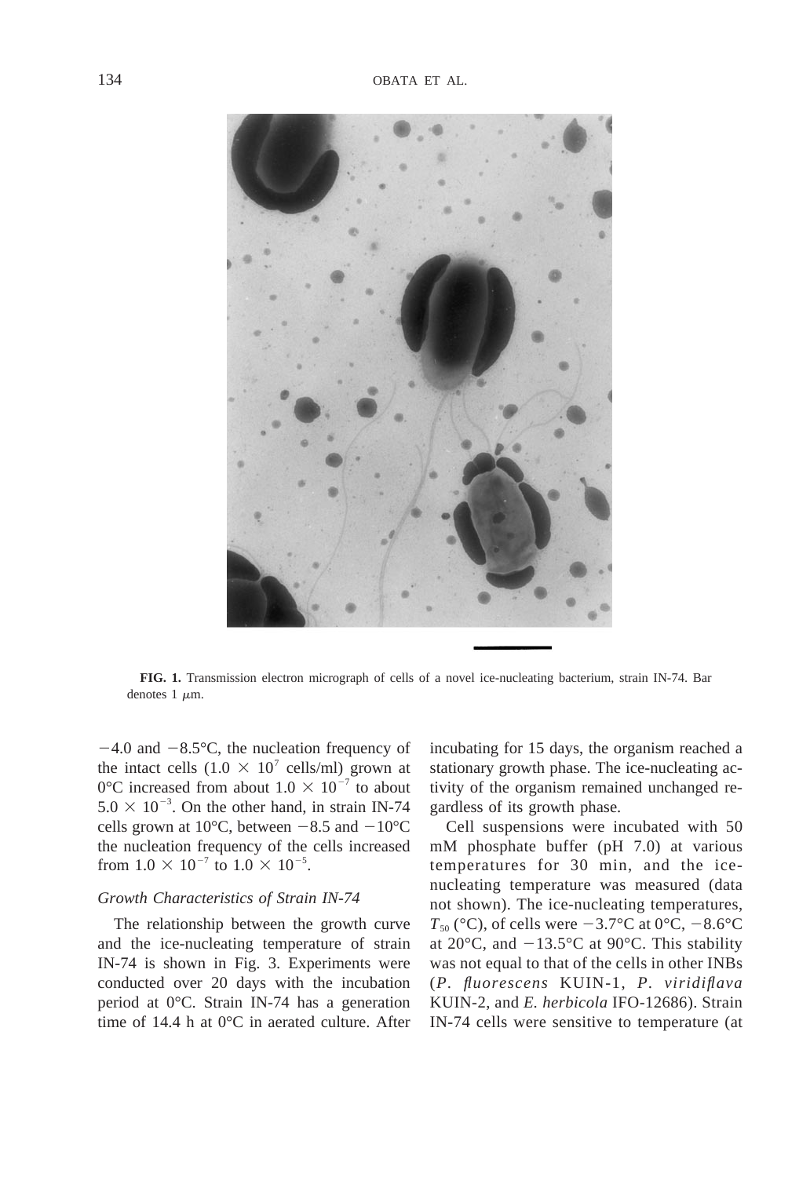**FIG. 1.** Transmission electron micrograph of cells of a novel ice-nucleating bacterium, strain IN-74. Bar denotes 1 $\mu$m.

$-4.0$ and $-8.5$°C, the nucleation frequency of the intact cells ($1.0 \times 10^7$ cells/ml) grown at 0°C increased from about $1.0 \times 10^{-7}$ to about $5.0 \times 10^{-3}$. On the other hand, in strain IN-74 cells grown at 10°C, between $-8.5$ and $-10$°C the nucleation frequency of the cells increased from $1.0 \times 10^{-7}$ to $1.0 \times 10^{-5}$.

### *Growth Characteristics of Strain IN-74*

The relationship between the growth curve and the ice-nucleating temperature of strain IN-74 is shown in Fig. 3. Experiments were conducted over 20 days with the incubation period at 0°C. Strain IN-74 has a generation time of 14.4 h at 0°C in aerated culture. After incubating for 15 days, the organism reached a stationary growth phase. The ice-nucleating activity of the organism remained unchanged regardless of its growth phase.

Cell suspensions were incubated with 50 mM phosphate buffer (pH 7.0) at various temperatures for 30 min, and the ice-nucleating temperature was measured (data not shown). The ice-nucleating temperatures, $T_{50}$ (°C), of cells were $-3.7$°C at 0°C, $-8.6$°C at 20°C, and $-13.5$°C at 90°C. This stability was not equal to that of the cells in other INBs (*P. fluorescens* KUIN-1, *P. viridiflava* KUIN-2, and *E. herbicola* IFO-12686). Strain IN-74 cells were sensitive to temperature (at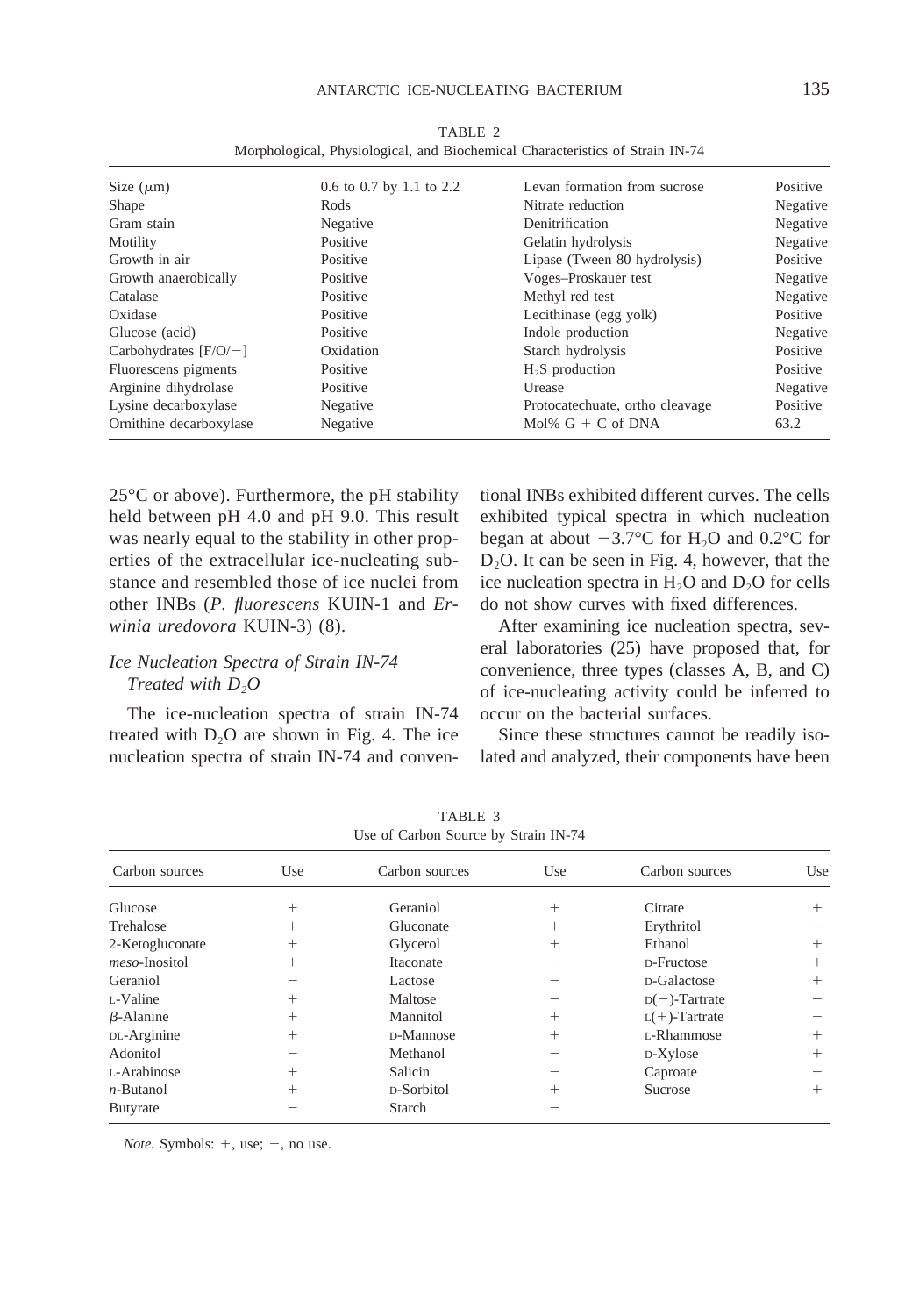TABLE 2
Morphological, Physiological, and Biochemical Characteristics of Strain IN-74

| | | | |
|---|---|---|---|
| Size (μm) | 0.6 to 0.7 by 1.1 to 2.2 | Levan formation from sucrose | Positive |
| Shape | Rods | Nitrate reduction | Negative |
| Gram stain | Negative | Denitrification | Negative |
| Motility | Positive | Gelatin hydrolysis | Negative |
| Growth in air | Positive | Lipase (Tween 80 hydrolysis) | Positive |
| Growth anaerobically | Positive | Voges–Proskauer test | Negative |
| Catalase | Positive | Methyl red test | Negative |
| Oxidase | Positive | Lecithinase (egg yolk) | Positive |
| Glucose (acid) | Positive | Indole production | Negative |
| Carbohydrates [F/O/−] | Oxidation | Starch hydrolysis | Positive |
| Fluorescens pigments | Positive | $H_2S$ production | Positive |
| Arginine dihydrolase | Positive | Urease | Negative |
| Lysine decarboxylase | Negative | Protocatechuate, ortho cleavage | Positive |
| Ornithine decarboxylase | Negative | Mol% G + C of DNA | 63.2 |

25°C or above). Furthermore, the pH stability held between pH 4.0 and pH 9.0. This result was nearly equal to the stability in other properties of the extracellular ice-nucleating substance and resembled those of ice nuclei from other INBs (*P. fluorescens* KUIN-1 and *Erwinia uredovora* KUIN-3) (8).

### *Ice Nucleation Spectra of Strain IN-74 Treated with $D_2O$*

The ice-nucleation spectra of strain IN-74 treated with $D_2O$ are shown in Fig. 4. The ice nucleation spectra of strain IN-74 and conventional INBs exhibited different curves. The cells exhibited typical spectra in which nucleation began at about −3.7°C for $H_2O$ and 0.2°C for $D_2O$. It can be seen in Fig. 4, however, that the ice nucleation spectra in $H_2O$ and $D_2O$ for cells do not show curves with fixed differences.

After examining ice nucleation spectra, several laboratories (25) have proposed that, for convenience, three types (classes A, B, and C) of ice-nucleating activity could be inferred to occur on the bacterial surfaces.

Since these structures cannot be readily isolated and analyzed, their components have been

TABLE 3
Use of Carbon Source by Strain IN-74

| Carbon sources | Use | Carbon sources | Use | Carbon sources | Use |
|---|---|---|---|---|---|
| Glucose | + | Geraniol | + | Citrate | + |
| Trehalose | + | Gluconate | + | Erythritol | − |
| 2-Ketogluconate | + | Glycerol | + | Ethanol | + |
| *meso*-Inositol | + | Itaconate | − | D-Fructose | + |
| Geraniol | − | Lactose | − | D-Galactose | + |
| L-Valine | + | Maltose | − | D(−)-Tartrate | − |
| β-Alanine | + | Mannitol | + | L(+)-Tartrate | − |
| DL-Arginine | + | D-Mannose | + | L-Rhammose | + |
| Adonitol | − | Methanol | − | D-Xylose | + |
| L-Arabinose | + | Salicin | − | Caproate | − |
| *n*-Butanol | + | D-Sorbitol | + | Sucrose | + |
| Butyrate | − | Starch | − | | |

*Note.* Symbols: +, use; −, no use.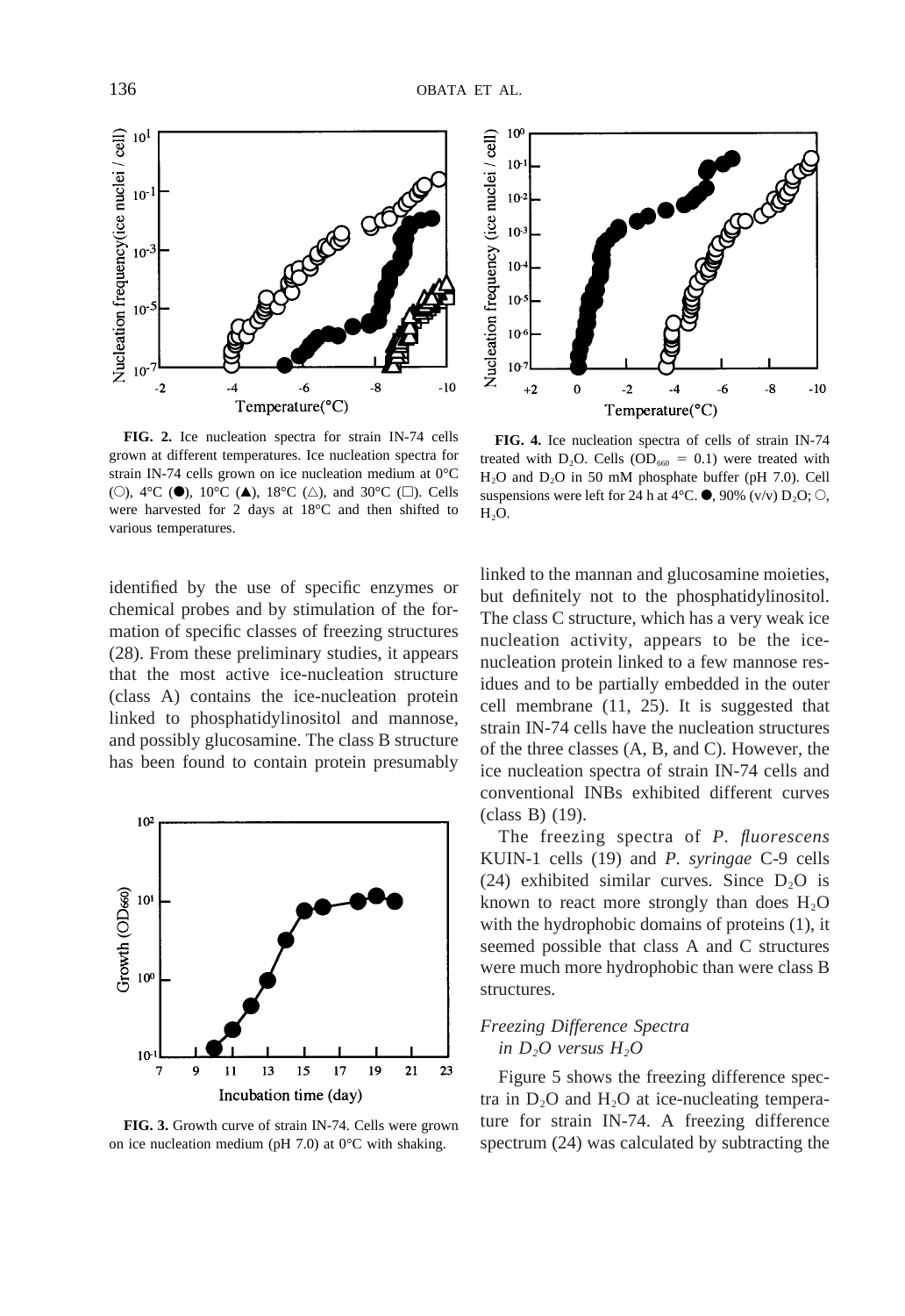**FIG. 2.** Ice nucleation spectra for strain IN-74 cells grown at different temperatures. Ice nucleation spectra for strain IN-74 cells grown on ice nucleation medium at 0°C (○), 4°C (●), 10°C (▲), 18°C (△), and 30°C (□). Cells were harvested for 2 days at 18°C and then shifted to various temperatures.

**FIG. 4.** Ice nucleation spectra of cells of strain IN-74 treated with $D_2O$. Cells ($OD_{660}$ = 0.1) were treated with $H_2O$ and $D_2O$ in 50 mM phosphate buffer (pH 7.0). Cell suspensions were left for 24 h at 4°C. ●, 90% (v/v) $D_2O$; ○, $H_2O$.

identified by the use of specific enzymes or chemical probes and by stimulation of the formation of specific classes of freezing structures (28). From these preliminary studies, it appears that the most active ice-nucleation structure (class A) contains the ice-nucleation protein linked to phosphatidylinositol and mannose, and possibly glucosamine. The class B structure has been found to contain protein presumably linked to the mannan and glucosamine moieties, but definitely not to the phosphatidylinositol. The class C structure, which has a very weak ice nucleation activity, appears to be the ice-nucleation protein linked to a few mannose residues and to be partially embedded in the outer cell membrane (11, 25). It is suggested that strain IN-74 cells have the nucleation structures of the three classes (A, B, and C). However, the ice nucleation spectra of strain IN-74 cells and conventional INBs exhibited different curves (class B) (19).

**FIG. 3.** Growth curve of strain IN-74. Cells were grown on ice nucleation medium (pH 7.0) at 0°C with shaking.

The freezing spectra of *P. fluorescens* KUIN-1 cells (19) and *P. syringae* C-9 cells (24) exhibited similar curves. Since $D_2O$ is known to react more strongly than does $H_2O$ with the hydrophobic domains of proteins (1), it seemed possible that class A and C structures were much more hydrophobic than were class B structures.

### *Freezing Difference Spectra in $D_2O$ versus $H_2O$*

Figure 5 shows the freezing difference spectra in $D_2O$ and $H_2O$ at ice-nucleating temperature for strain IN-74. A freezing difference spectrum (24) was calculated by subtracting the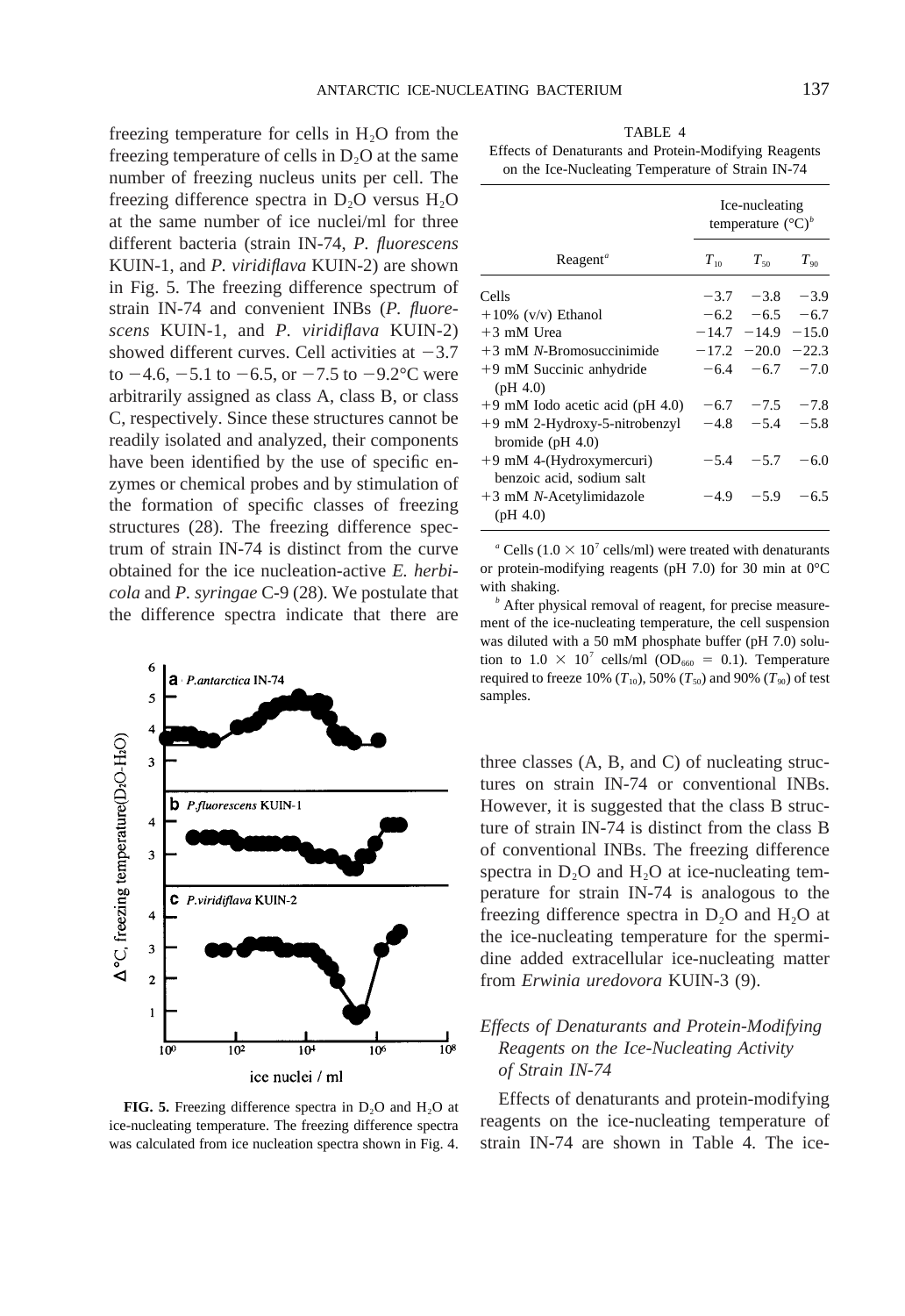freezing temperature for cells in $H_2O$ from the freezing temperature of cells in $D_2O$ at the same number of freezing nucleus units per cell. The freezing difference spectra in $D_2O$ versus $H_2O$ at the same number of ice nuclei/ml for three different bacteria (strain IN-74, *P. fluorescens* KUIN-1, and *P. viridiflava* KUIN-2) are shown in Fig. 5. The freezing difference spectrum of strain IN-74 and convenient INBs (*P. fluorescens* KUIN-1, and *P. viridiflava* KUIN-2) showed different curves. Cell activities at −3.7 to −4.6, −5.1 to −6.5, or −7.5 to −9.2°C were arbitrarily assigned as class A, class B, or class C, respectively. Since these structures cannot be readily isolated and analyzed, their components have been identified by the use of specific enzymes or chemical probes and by stimulation of the formation of specific classes of freezing structures (28). The freezing difference spectrum of strain IN-74 is distinct from the curve obtained for the ice nucleation-active *E. herbicola* and *P. syringae* C-9 (28). We postulate that the difference spectra indicate that there are three classes (A, B, and C) of nucleating structures on strain IN-74 or conventional INBs. However, it is suggested that the class B structure of strain IN-74 is distinct from the class B of conventional INBs. The freezing difference spectra in $D_2O$ and $H_2O$ at ice-nucleating temperature for strain IN-74 is analogous to the freezing difference spectra in $D_2O$ and $H_2O$ at the ice-nucleating temperature for the spermidine added extracellular ice-nucleating matter from *Erwinia uredovora* KUIN-3 (9).

**FIG. 5.** Freezing difference spectra in $D_2O$ and $H_2O$ at ice-nucleating temperature. The freezing difference spectra was calculated from ice nucleation spectra shown in Fig. 4.

TABLE 4
Effects of Denaturants and Protein-Modifying Reagents on the Ice-Nucleating Temperature of Strain IN-74

| Reagent[a] | Ice-nucleating temperature (°C)[b] | | |
|---|---|---|---|
| | $T_{10}$ | $T_{50}$ | $T_{90}$ |
| Cells | −3.7 | −3.8 | −3.9 |
| +10% (v/v) Ethanol | −6.2 | −6.5 | −6.7 |
| +3 mM Urea | −14.7 | −14.9 | −15.0 |
| +3 mM *N*-Bromosuccinimide | −17.2 | −20.0 | −22.3 |
| +9 mM Succinic anhydride (pH 4.0) | −6.4 | −6.7 | −7.0 |
| +9 mM Iodo acetic acid (pH 4.0) | −6.7 | −7.5 | −7.8 |
| +9 mM 2-Hydroxy-5-nitrobenzyl bromide (pH 4.0) | −4.8 | −5.4 | −5.8 |
| +9 mM 4-(Hydroxymercuri) benzoic acid, sodium salt | −5.4 | −5.7 | −6.0 |
| +3 mM *N*-Acetylimidazole (pH 4.0) | −4.9 | −5.9 | −6.5 |

[a] Cells ($1.0 \times 10^7$ cells/ml) were treated with denaturants or protein-modifying reagents (pH 7.0) for 30 min at 0°C with shaking.

[b] After physical removal of reagent, for precise measurement of the ice-nucleating temperature, the cell suspension was diluted with a 50 mM phosphate buffer (pH 7.0) solution to $1.0 \times 10^7$ cells/ml ($OD_{660}$ = 0.1). Temperature required to freeze 10% ($T_{10}$), 50% ($T_{50}$) and 90% ($T_{90}$) of test samples.

### *Effects of Denaturants and Protein-Modifying Reagents on the Ice-Nucleating Activity of Strain IN-74*

Effects of denaturants and protein-modifying reagents on the ice-nucleating temperature of strain IN-74 are shown in Table 4. The ice-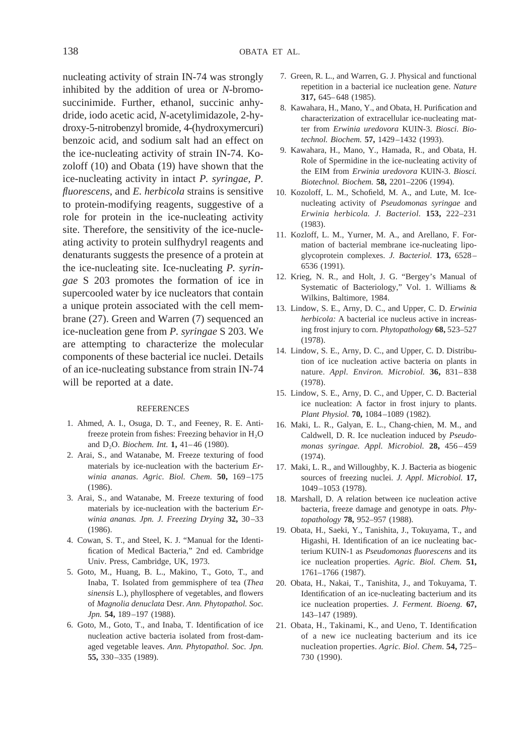nucleating activity of strain IN-74 was strongly inhibited by the addition of urea or *N*-bromosuccinimide. Further, ethanol, succinic anhydride, iodo acetic acid, *N*-acetylimidazole, 2-hydroxy-5-nitrobenzyl bromide, 4-(hydroxymercuri) benzoic acid, and sodium salt had an effect on the ice-nucleating activity of strain IN-74. Kozoloff (10) and Obata (19) have shown that the ice-nucleating activity in intact *P. syringae, P. fluorescens*, and *E. herbicola* strains is sensitive to protein-modifying reagents, suggestive of a role for protein in the ice-nucleating activity site. Therefore, the sensitivity of the ice-nucleating activity to protein sulfhydryl reagents and denaturants suggests the presence of a protein at the ice-nucleating site. Ice-nucleating *P. syringae* S 203 promotes the formation of ice in supercooled water by ice nucleators that contain a unique protein associated with the cell membrane (27). Green and Warren (7) sequenced an ice-nucleation gene from *P. syringae* S 203. We are attempting to characterize the molecular components of these bacterial ice nuclei. Details of an ice-nucleating substance from strain IN-74 will be reported at a date.

## REFERENCES

1. Ahmed, A. I., Osuga, D. T., and Feeney, R. E. Antifreeze protein from fishes: Freezing behavior in $H_2O$ and $D_2O$. *Biochem. Int.* **1,** 41–46 (1980).
2. Arai, S., and Watanabe, M. Freeze texturing of food materials by ice-nucleation with the bacterium *Erwinia ananas*. *Agric. Biol. Chem.* **50,** 169–175 (1986).
3. Arai, S., and Watanabe, M. Freeze texturing of food materials by ice-nucleation with the bacterium *Erwinia ananas. Jpn. J. Freezing Drying* **32,** 30–33 (1986).
4. Cowan, S. T., and Steel, K. J. "Manual for the Identification of Medical Bacteria," 2nd ed. Cambridge Univ. Press, Cambridge, UK, 1973.
5. Goto, M., Huang, B. L., Makino, T., Goto, T., and Inaba, T. Isolated from gemmisphere of tea (*Thea sinensis* L.), phyllosphere of vegetables, and flowers of *Magnolia denuclata* Desr. *Ann. Phytopathol. Soc. Jpn.* **54,** 189–197 (1988).
6. Goto, M., Goto, T., and Inaba, T. Identification of ice nucleation active bacteria isolated from frost-damaged vegetable leaves. *Ann. Phytopathol. Soc. Jpn.* **55,** 330–335 (1989).
7. Green, R. L., and Warren, G. J. Physical and functional repetition in a bacterial ice nucleation gene. *Nature* **317,** 645–648 (1985).
8. Kawahara, H., Mano, Y., and Obata, H. Purification and characterization of extracellular ice-nucleating matter from *Erwinia uredovora* KUIN-3. *Biosci. Biotechnol. Biochem.* **57,** 1429–1432 (1993).
9. Kawahara, H., Mano, Y., Hamada, R., and Obata, H. Role of Spermidine in the ice-nucleating activity of the EIM from *Erwinia uredovora* KUIN-3. *Biosci. Biotechnol. Biochem.* **58,** 2201–2206 (1994).
10. Kozoloff, L. M., Schofield, M. A., and Lute, M. Ice-nucleating activity of *Pseudomonas syringae* and *Erwinia herbicola*. *J. Bacteriol.* **153,** 222–231 (1983).
11. Kozloff, L. M., Yurner, M. A., and Arellano, F. Formation of bacterial membrane ice-nucleating lipoglycoprotein complexes. *J. Bacteriol.* **173,** 6528–6536 (1991).
12. Krieg, N. R., and Holt, J. G. "Bergey's Manual of Systematic of Bacteriology," Vol. 1. Williams & Wilkins, Baltimore, 1984.
13. Lindow, S. E., Arny, D. C., and Upper, C. D. *Erwinia herbicola:* A bacterial ice nucleus active in increasing frost injury to corn. *Phytopathology* **68,** 523–527 (1978).
14. Lindow, S. E., Arny, D. C., and Upper, C. D. Distribution of ice nucleation active bacteria on plants in nature. *Appl. Environ. Microbiol.* **36,** 831–838 (1978).
15. Lindow, S. E., Arny, D. C., and Upper, C. D. Bacterial ice nucleation: A factor in frost injury to plants. *Plant Physiol.* **70,** 1084–1089 (1982).
16. Maki, L. R., Galyan, E. L., Chang-chien, M. M., and Caldwell, D. R. Ice nucleation induced by *Pseudomonas syringae*. *Appl. Microbiol.* **28,** 456–459 (1974).
17. Maki, L. R., and Willoughby, K. J. Bacteria as biogenic sources of freezing nuclei. *J. Appl. Microbiol.* **17,** 1049–1053 (1978).
18. Marshall, D. A relation between ice nucleation active bacteria, freeze damage and genotype in oats. *Phytopathology* **78,** 952–957 (1988).
19. Obata, H., Saeki, Y., Tanishita, J., Tokuyama, T., and Higashi, H. Identification of an ice nucleating bacterium KUIN-1 as *Pseudomonas fluorescens* and its ice nucleation properties. *Agric. Biol. Chem.* **51,** 1761–1766 (1987).
20. Obata, H., Nakai, T., Tanishita, J., and Tokuyama, T. Identification of an ice-nucleating bacterium and its ice nucleation properties. *J. Ferment. Bioeng.* **67,** 143–147 (1989).
21. Obata, H., Takinami, K., and Ueno, T. Identification of a new ice nucleating bacterium and its ice nucleation properties. *Agric. Biol. Chem.* **54,** 725–730 (1990).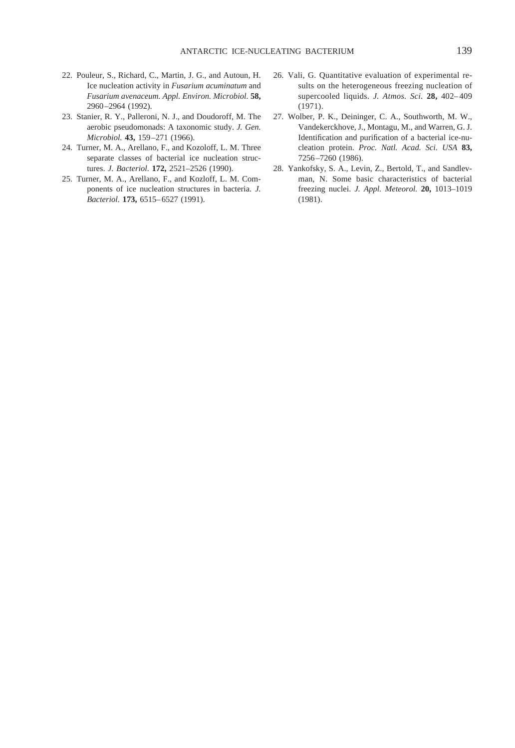22. Pouleur, S., Richard, C., Martin, J. G., and Autoun, H. Ice nucleation activity in *Fusarium acuminatum* and *Fusarium avenaceum*. *Appl. Environ. Microbiol.* **58,** 2960–2964 (1992).
23. Stanier, R. Y., Palleroni, N. J., and Doudoroff, M. The aerobic pseudomonads: A taxonomic study. *J. Gen. Microbiol.* **43,** 159–271 (1966).
24. Turner, M. A., Arellano, F., and Kozoloff, L. M. Three separate classes of bacterial ice nucleation structures. *J. Bacteriol.* **172,** 2521–2526 (1990).
25. Turner, M. A., Arellano, F., and Kozloff, L. M. Components of ice nucleation structures in bacteria. *J. Bacteriol.* **173,** 6515–6527 (1991).
26. Vali, G. Quantitative evaluation of experimental results on the heterogeneous freezing nucleation of supercooled liquids. *J. Atmos. Sci.* **28,** 402–409 (1971).
27. Wolber, P. K., Deininger, C. A., Southworth, M. W., Vandekerckhove, J., Montagu, M., and Warren, G. J. Identification and purification of a bacterial ice-nucleation protein. *Proc. Natl. Acad. Sci. USA* **83,** 7256–7260 (1986).
28. Yankofsky, S. A., Levin, Z., Bertold, T., and Sandlevman, N. Some basic characteristics of bacterial freezing nuclei. *J. Appl. Meteorol.* **20,** 1013–1019 (1981).